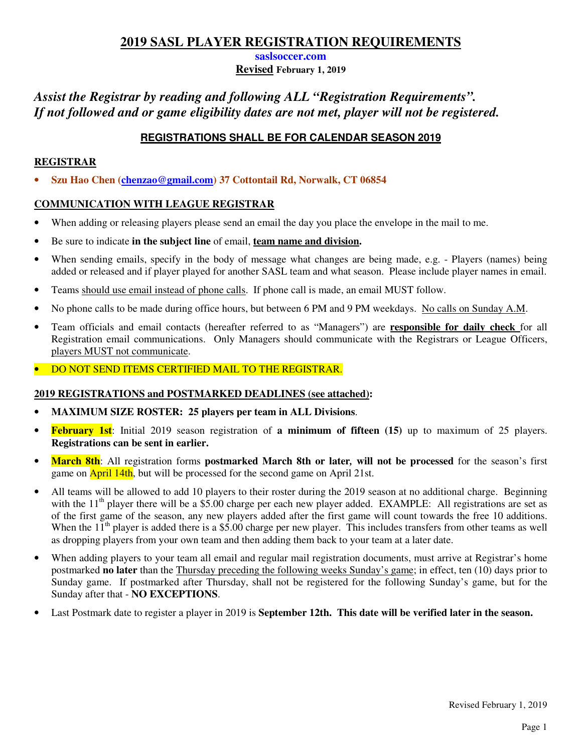# 2019 SASL PLAYER REGISTRATION REQUIREMENTS

**saslsoccer.com**

**Revised February 1, 2019**

***Assist the Registrar by reading and following ALL "Registration Requirements". If not followed and or game eligibility dates are not met, player will not be registered.***

**REGISTRATIONS SHALL BE FOR CALENDAR SEASON 2019**

## REGISTRAR

- **Szu Hao Chen (chenzao@gmail.com) 37 Cottontail Rd, Norwalk, CT 06854**

## COMMUNICATION WITH LEAGUE REGISTRAR

- When adding or releasing players please send an email the day you place the envelope in the mail to me.
- Be sure to indicate **in the subject line** of email, **team name and division.**
- When sending emails, specify in the body of message what changes are being made, e.g. - Players (names) being added or released and if player played for another SASL team and what season. Please include player names in email.
- Teams should use email instead of phone calls. If phone call is made, an email MUST follow.
- No phone calls to be made during office hours, but between 6 PM and 9 PM weekdays. No calls on Sunday A.M.
- Team officials and email contacts (hereafter referred to as "Managers") are **responsible for daily check** for all Registration email communications. Only Managers should communicate with the Registrars or League Officers, players MUST not communicate.
- DO NOT SEND ITEMS CERTIFIED MAIL TO THE REGISTRAR.

## 2019 REGISTRATIONS and POSTMARKED DEADLINES (see attached):

- **MAXIMUM SIZE ROSTER: 25 players per team in ALL Divisions**.
- **February 1st**: Initial 2019 season registration of **a minimum of fifteen (15)** up to maximum of 25 players. **Registrations can be sent in earlier.**
- **March 8th**: All registration forms **postmarked March 8th or later, will not be processed** for the season's first game on April 14th, but will be processed for the second game on April 21st.
- All teams will be allowed to add 10 players to their roster during the 2019 season at no additional charge. Beginning with the 11th player there will be a $5.00 charge per each new player added. EXAMPLE: All registrations are set as of the first game of the season, any new players added after the first game will count towards the free 10 additions. When the 11th player is added there is a $5.00 charge per new player. This includes transfers from other teams as well as dropping players from your own team and then adding them back to your team at a later date.
- When adding players to your team all email and regular mail registration documents, must arrive at Registrar's home postmarked **no later** than the Thursday preceding the following weeks Sunday's game; in effect, ten (10) days prior to Sunday game. If postmarked after Thursday, shall not be registered for the following Sunday's game, but for the Sunday after that - **NO EXCEPTIONS**.
- Last Postmark date to register a player in 2019 is **September 12th. This date will be verified later in the season.**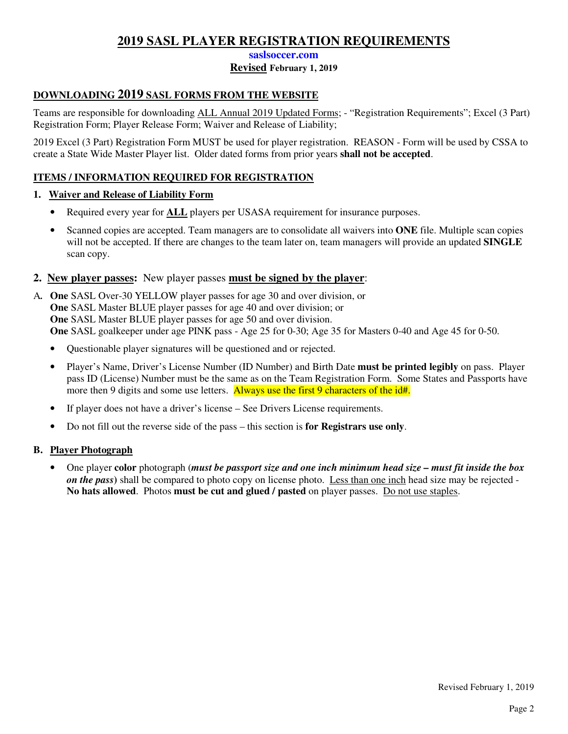# 2019 SASL PLAYER REGISTRATION REQUIREMENTS

**saslsoccer.com**

**Revised February 1, 2019**

## DOWNLOADING 2019 SASL FORMS FROM THE WEBSITE

Teams are responsible for downloading ALL Annual 2019 Updated Forms; - "Registration Requirements"; Excel (3 Part) Registration Form; Player Release Form; Waiver and Release of Liability;

2019 Excel (3 Part) Registration Form MUST be used for player registration. REASON - Form will be used by CSSA to create a State Wide Master Player list. Older dated forms from prior years **shall not be accepted**.

## ITEMS / INFORMATION REQUIRED FOR REGISTRATION

### 1. Waiver and Release of Liability Form

- Required every year for **ALL** players per USASA requirement for insurance purposes.
- Scanned copies are accepted. Team managers are to consolidate all waivers into **ONE** file. Multiple scan copies will not be accepted. If there are changes to the team later on, team managers will provide an updated **SINGLE** scan copy.

### 2. New player passes: New player passes **must be signed by the player**:

**A.** **One** SASL Over-30 YELLOW player passes for age 30 and over division, or
**One** SASL Master BLUE player passes for age 40 and over division; or
**One** SASL Master BLUE player passes for age 50 and over division.
**One** SASL goalkeeper under age PINK pass - Age 25 for 0-30; Age 35 for Masters 0-40 and Age 45 for 0-50.

- Questionable player signatures will be questioned and or rejected.
- Player's Name, Driver's License Number (ID Number) and Birth Date **must be printed legibly** on pass. Player pass ID (License) Number must be the same as on the Team Registration Form. Some States and Passports have more then 9 digits and some use letters. Always use the first 9 characters of the id#.
- If player does not have a driver's license – See Drivers License requirements.
- Do not fill out the reverse side of the pass – this section is **for Registrars use only**.

**B. Player Photograph**

- One player **color** photograph (***must be passport size and one inch minimum head size – must fit inside the box on the pass***) shall be compared to photo copy on license photo. Less than one inch head size may be rejected - **No hats allowed**. Photos **must be cut and glued / pasted** on player passes. Do not use staples.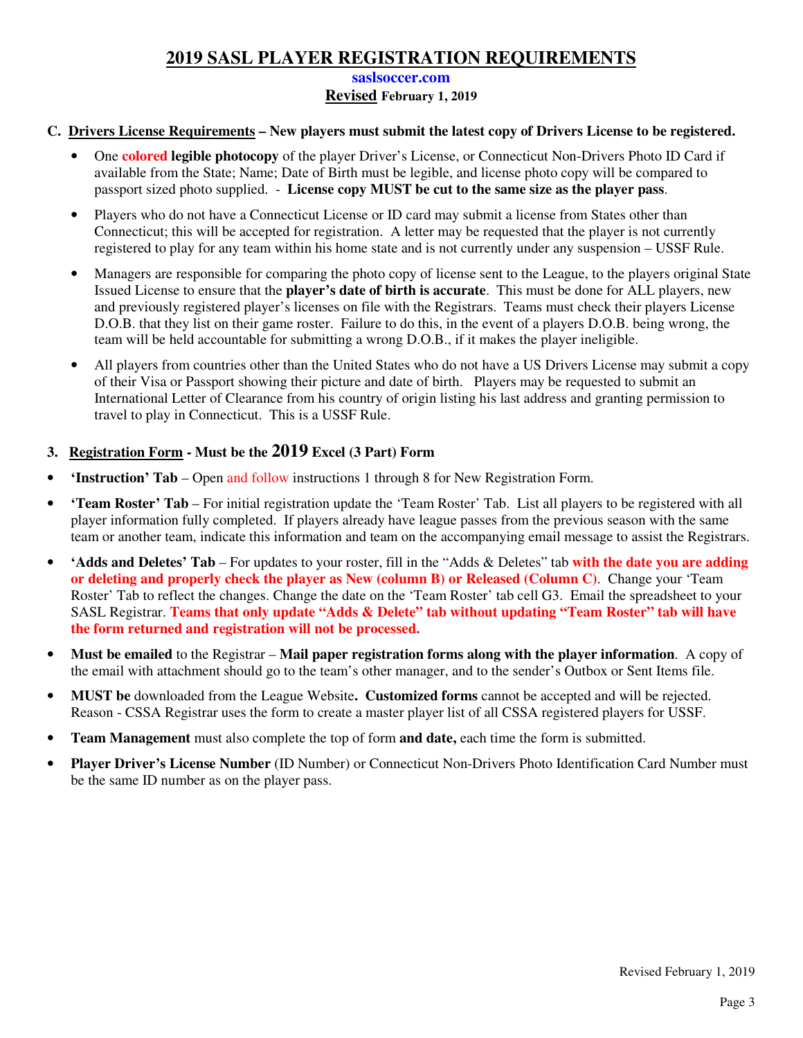# 2019 SASL PLAYER REGISTRATION REQUIREMENTS

**saslsoccer.com**

**Revised February 1, 2019**

**C. Drivers License Requirements – New players must submit the latest copy of Drivers License to be registered.**

- One **colored legible photocopy** of the player Driver's License, or Connecticut Non-Drivers Photo ID Card if available from the State; Name; Date of Birth must be legible, and license photo copy will be compared to passport sized photo supplied. - **License copy MUST be cut to the same size as the player pass**.
- Players who do not have a Connecticut License or ID card may submit a license from States other than Connecticut; this will be accepted for registration. A letter may be requested that the player is not currently registered to play for any team within his home state and is not currently under any suspension – USSF Rule.
- Managers are responsible for comparing the photo copy of license sent to the League, to the players original State Issued License to ensure that the **player's date of birth is accurate**. This must be done for ALL players, new and previously registered player's licenses on file with the Registrars. Teams must check their players License D.O.B. that they list on their game roster. Failure to do this, in the event of a players D.O.B. being wrong, the team will be held accountable for submitting a wrong D.O.B., if it makes the player ineligible.
- All players from countries other than the United States who do not have a US Drivers License may submit a copy of their Visa or Passport showing their picture and date of birth. Players may be requested to submit an International Letter of Clearance from his country of origin listing his last address and granting permission to travel to play in Connecticut. This is a USSF Rule.

**3. Registration Form - Must be the 2019 Excel (3 Part) Form**

- **'Instruction' Tab** – Open and follow instructions 1 through 8 for New Registration Form.
- **'Team Roster' Tab** – For initial registration update the 'Team Roster' Tab. List all players to be registered with all player information fully completed. If players already have league passes from the previous season with the same team or another team, indicate this information and team on the accompanying email message to assist the Registrars.
- **'Adds and Deletes' Tab** – For updates to your roster, fill in the "Adds & Deletes" tab **with the date you are adding or deleting and properly check the player as New (column B) or Released (Column C)**. Change your 'Team Roster' Tab to reflect the changes. Change the date on the 'Team Roster' tab cell G3. Email the spreadsheet to your SASL Registrar. **Teams that only update "Adds & Delete" tab without updating "Team Roster" tab will have the form returned and registration will not be processed.**
- **Must be emailed** to the Registrar – **Mail paper registration forms along with the player information**. A copy of the email with attachment should go to the team's other manager, and to the sender's Outbox or Sent Items file.
- **MUST be** downloaded from the League Website**. Customized forms** cannot be accepted and will be rejected. Reason - CSSA Registrar uses the form to create a master player list of all CSSA registered players for USSF.
- **Team Management** must also complete the top of form **and date,** each time the form is submitted.
- **Player Driver's License Number** (ID Number) or Connecticut Non-Drivers Photo Identification Card Number must be the same ID number as on the player pass.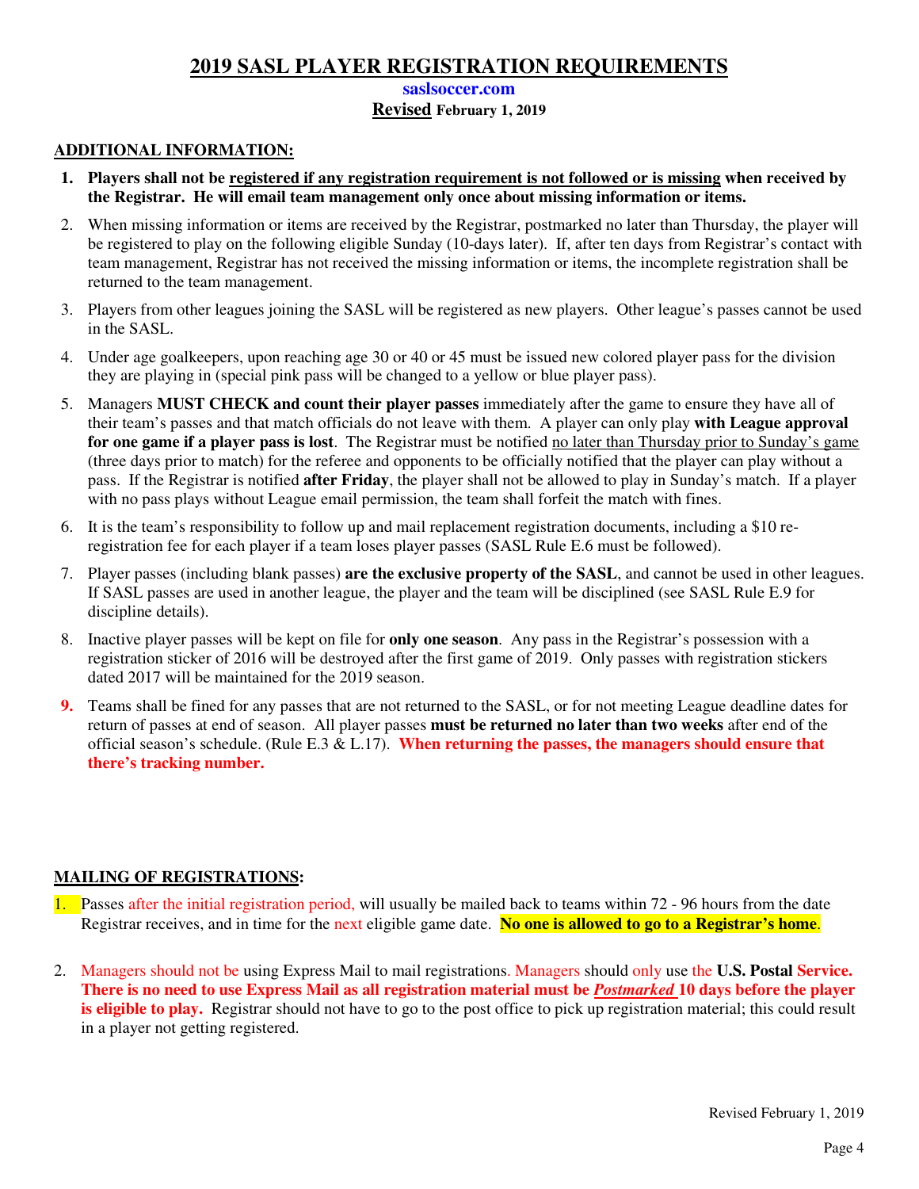# 2019 SASL PLAYER REGISTRATION REQUIREMENTS

**saslsoccer.com**

**Revised February 1, 2019**

## ADDITIONAL INFORMATION:

1. **Players shall not be registered if any registration requirement is not followed or is missing when received by the Registrar. He will email team management only once about missing information or items.**
2. When missing information or items are received by the Registrar, postmarked no later than Thursday, the player will be registered to play on the following eligible Sunday (10-days later). If, after ten days from Registrar's contact with team management, Registrar has not received the missing information or items, the incomplete registration shall be returned to the team management.
3. Players from other leagues joining the SASL will be registered as new players. Other league's passes cannot be used in the SASL.
4. Under age goalkeepers, upon reaching age 30 or 40 or 45 must be issued new colored player pass for the division they are playing in (special pink pass will be changed to a yellow or blue player pass).
5. Managers **MUST CHECK and count their player passes** immediately after the game to ensure they have all of their team's passes and that match officials do not leave with them. A player can only play **with League approval for one game if a player pass is lost**. The Registrar must be notified no later than Thursday prior to Sunday's game (three days prior to match) for the referee and opponents to be officially notified that the player can play without a pass. If the Registrar is notified **after Friday**, the player shall not be allowed to play in Sunday's match. If a player with no pass plays without League email permission, the team shall forfeit the match with fines.
6. It is the team's responsibility to follow up and mail replacement registration documents, including a $10 re-registration fee for each player if a team loses player passes (SASL Rule E.6 must be followed).
7. Player passes (including blank passes) **are the exclusive property of the SASL**, and cannot be used in other leagues. If SASL passes are used in another league, the player and the team will be disciplined (see SASL Rule E.9 for discipline details).
8. Inactive player passes will be kept on file for **only one season**. Any pass in the Registrar's possession with a registration sticker of 2016 will be destroyed after the first game of 2019. Only passes with registration stickers dated 2017 will be maintained for the 2019 season.
9. Teams shall be fined for any passes that are not returned to the SASL, or for not meeting League deadline dates for return of passes at end of season. All player passes **must be returned no later than two weeks** after end of the official season's schedule. (Rule E.3 & L.17). **When returning the passes, the managers should ensure that there's tracking number.**

## MAILING OF REGISTRATIONS:

1. Passes after the initial registration period, will usually be mailed back to teams within 72 - 96 hours from the date Registrar receives, and in time for the next eligible game date. **No one is allowed to go to a Registrar's home**.
2. Managers should not be using Express Mail to mail registrations. Managers should only use the **U.S. Postal Service. There is no need to use Express Mail as all registration material must be *Postmarked* 10 days before the player is eligible to play.** Registrar should not have to go to the post office to pick up registration material; this could result in a player not getting registered.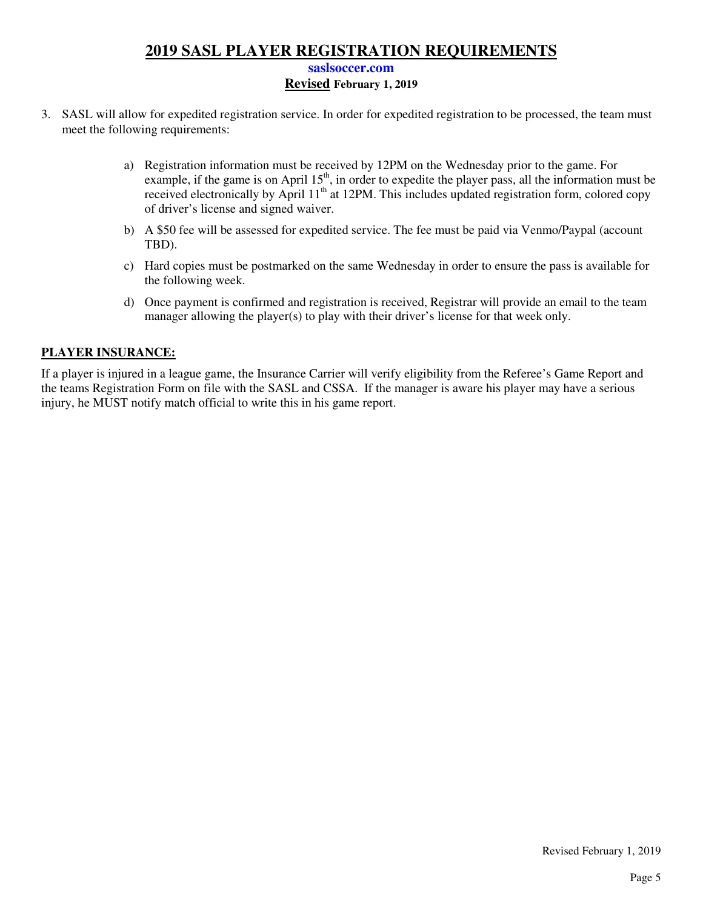# 2019 SASL PLAYER REGISTRATION REQUIREMENTS

**saslsoccer.com**

**Revised February 1, 2019**

3. SASL will allow for expedited registration service. In order for expedited registration to be processed, the team must meet the following requirements:

   a) Registration information must be received by 12PM on the Wednesday prior to the game. For example, if the game is on April 15th, in order to expedite the player pass, all the information must be received electronically by April 11th at 12PM. This includes updated registration form, colored copy of driver's license and signed waiver.

   b) A $50 fee will be assessed for expedited service. The fee must be paid via Venmo/Paypal (account TBD).

   c) Hard copies must be postmarked on the same Wednesday in order to ensure the pass is available for the following week.

   d) Once payment is confirmed and registration is received, Registrar will provide an email to the team manager allowing the player(s) to play with their driver's license for that week only.

## PLAYER INSURANCE:

If a player is injured in a league game, the Insurance Carrier will verify eligibility from the Referee's Game Report and the teams Registration Form on file with the SASL and CSSA. If the manager is aware his player may have a serious injury, he MUST notify match official to write this in his game report.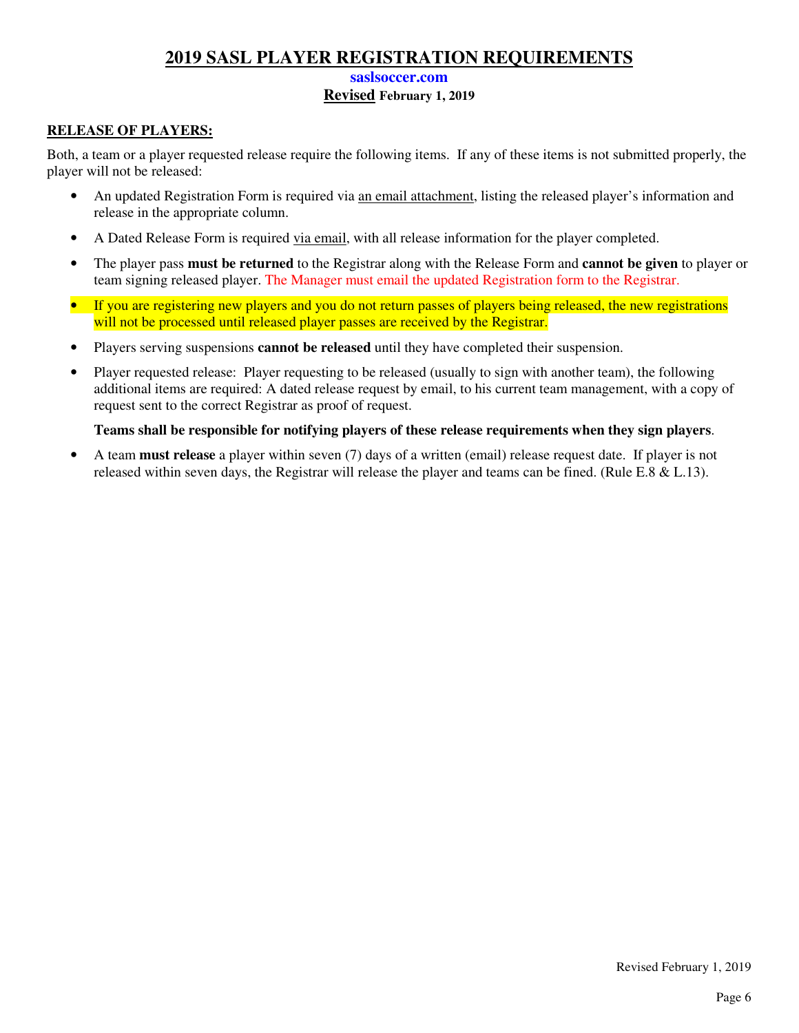# 2019 SASL PLAYER REGISTRATION REQUIREMENTS

**saslsoccer.com**

**Revised February 1, 2019**

## RELEASE OF PLAYERS:

Both, a team or a player requested release require the following items. If any of these items is not submitted properly, the player will not be released:

- An updated Registration Form is required via an email attachment, listing the released player's information and release in the appropriate column.
- A Dated Release Form is required via email, with all release information for the player completed.
- The player pass **must be returned** to the Registrar along with the Release Form and **cannot be given** to player or team signing released player. The Manager must email the updated Registration form to the Registrar.
- If you are registering new players and you do not return passes of players being released, the new registrations will not be processed until released player passes are received by the Registrar.
- Players serving suspensions **cannot be released** until they have completed their suspension.
- Player requested release: Player requesting to be released (usually to sign with another team), the following additional items are required: A dated release request by email, to his current team management, with a copy of request sent to the correct Registrar as proof of request.

  **Teams shall be responsible for notifying players of these release requirements when they sign players**.

- A team **must release** a player within seven (7) days of a written (email) release request date. If player is not released within seven days, the Registrar will release the player and teams can be fined. (Rule E.8 & L.13).